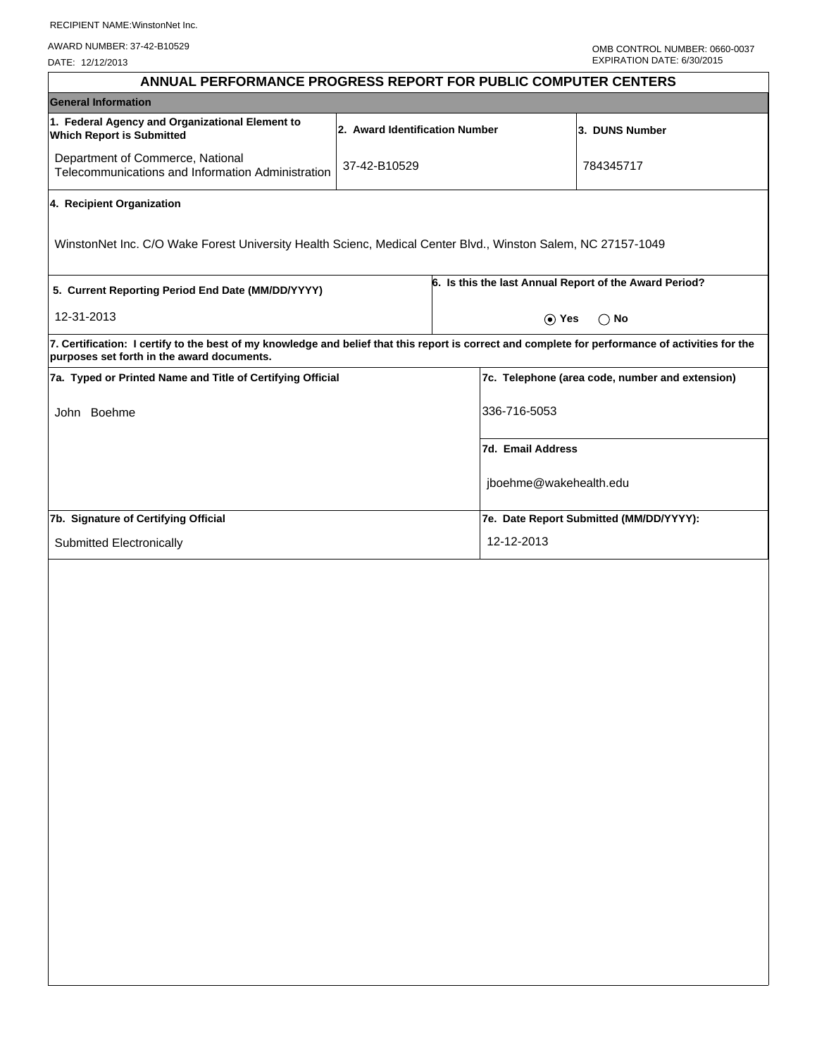RECIPIENT NAME:WinstonNet Inc.

AWARD NUMBER: 37-42-B10529

DATE: 12/12/2013

OMB CONTROL NUMBER: 0660-0037
EXPIRATION DATE: 6/30/2015

# ANNUAL PERFORMANCE PROGRESS REPORT FOR PUBLIC COMPUTER CENTERS

## General Information

| 1. Federal Agency and Organizational Element to Which Report is Submitted | 2. Award Identification Number | 3. DUNS Number |
|---|---|---|
| Department of Commerce, National Telecommunications and Information Administration | 37-42-B10529 | 784345717 |

**4. Recipient Organization**

WinstonNet Inc. C/O Wake Forest University Health Scienc, Medical Center Blvd., Winston Salem, NC 27157-1049

| 5. Current Reporting Period End Date (MM/DD/YYYY) | 6. Is this the last Annual Report of the Award Period? |
|---|---|
| 12-31-2013 | (●) Yes ( ) No |

**7. Certification: I certify to the best of my knowledge and belief that this report is correct and complete for performance of activities for the purposes set forth in the award documents.**

| 7a. Typed or Printed Name and Title of Certifying Official | 7c. Telephone (area code, number and extension) |
|---|---|
| John Boehme | 336-716-5053 |
| | **7d. Email Address** |
| | jboehme@wakehealth.edu |
| **7b. Signature of Certifying Official** | **7e. Date Report Submitted (MM/DD/YYYY):** |
| Submitted Electronically | 12-12-2013 |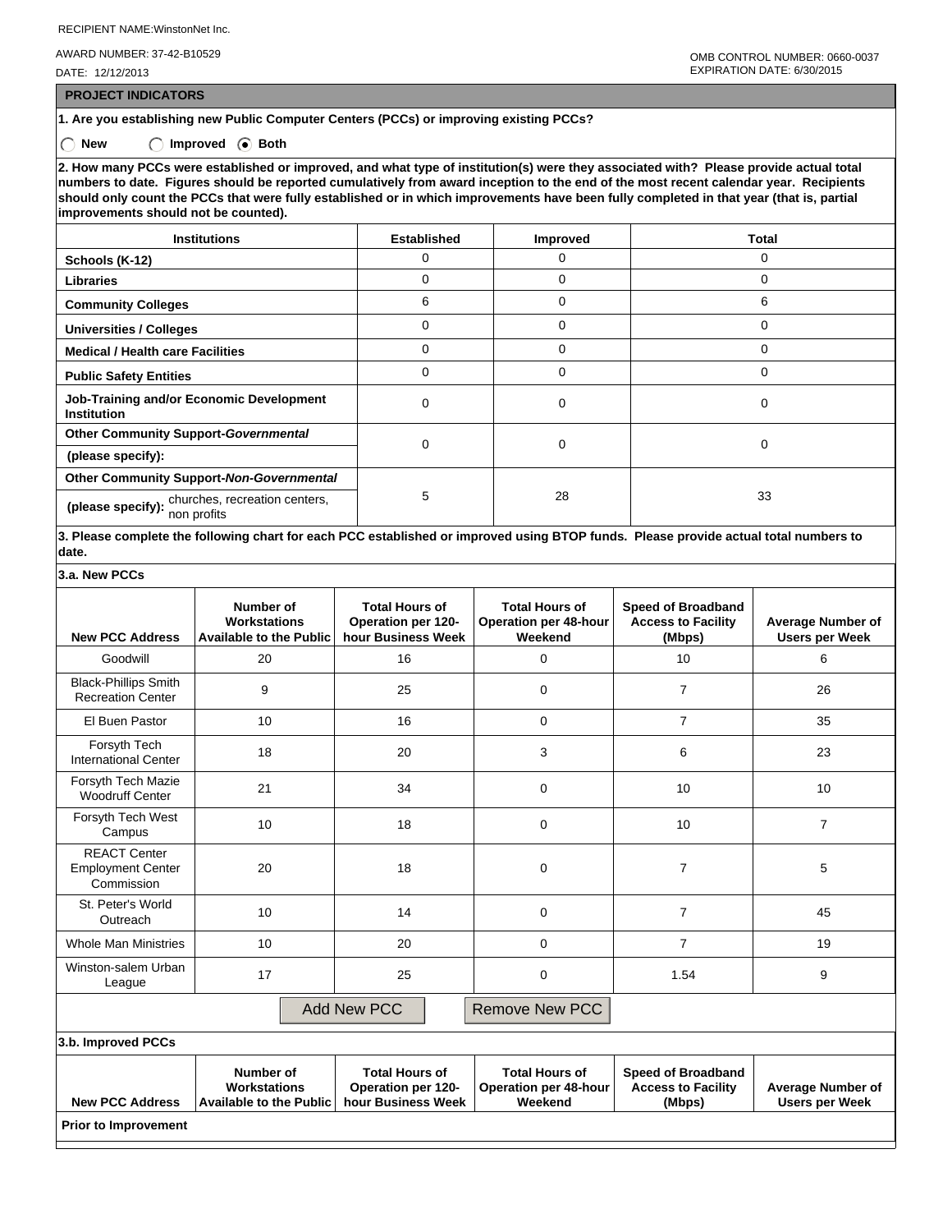RECIPIENT NAME:WinstonNet Inc.

AWARD NUMBER: 37-42-B10529

DATE: 12/12/2013

OMB CONTROL NUMBER: 0660-0037
EXPIRATION DATE: 6/30/2015

## PROJECT INDICATORS

**1. Are you establishing new Public Computer Centers (PCCs) or improving existing PCCs?**

○ New ○ Improved ◉ Both

**2. How many PCCs were established or improved, and what type of institution(s) were they associated with? Please provide actual total numbers to date. Figures should be reported cumulatively from award inception to the end of the most recent calendar year. Recipients should only count the PCCs that were fully established or in which improvements have been fully completed in that year (that is, partial improvements should not be counted).**

| Institutions | Established | Improved | Total |
|---|---|---|---|
| Schools (K-12) | 0 | 0 | 0 |
| Libraries | 0 | 0 | 0 |
| Community Colleges | 6 | 0 | 6 |
| Universities / Colleges | 0 | 0 | 0 |
| Medical / Health care Facilities | 0 | 0 | 0 |
| Public Safety Entities | 0 | 0 | 0 |
| Job-Training and/or Economic Development Institution | 0 | 0 | 0 |
| Other Community Support-*Governmental* (please specify): | 0 | 0 | 0 |
| Other Community Support-*Non-Governmental* (please specify): churches, recreation centers, non profits | 5 | 28 | 33 |

**3. Please complete the following chart for each PCC established or improved using BTOP funds. Please provide actual total numbers to date.**

**3.a. New PCCs**

| New PCC Address | Number of Workstations Available to the Public | Total Hours of Operation per 120-hour Business Week | Total Hours of Operation per 48-hour Weekend | Speed of Broadband Access to Facility (Mbps) | Average Number of Users per Week |
|---|---|---|---|---|---|
| Goodwill | 20 | 16 | 0 | 10 | 6 |
| Black-Phillips Smith Recreation Center | 9 | 25 | 0 | 7 | 26 |
| El Buen Pastor | 10 | 16 | 0 | 7 | 35 |
| Forsyth Tech International Center | 18 | 20 | 3 | 6 | 23 |
| Forsyth Tech Mazie Woodruff Center | 21 | 34 | 0 | 10 | 10 |
| Forsyth Tech West Campus | 10 | 18 | 0 | 10 | 7 |
| REACT Center Employment Center Commission | 20 | 18 | 0 | 7 | 5 |
| St. Peter's World Outreach | 10 | 14 | 0 | 7 | 45 |
| Whole Man Ministries | 10 | 20 | 0 | 7 | 19 |
| Winston-salem Urban League | 17 | 25 | 0 | 1.54 | 9 |

Add New PCC | Remove New PCC

**3.b. Improved PCCs**

| New PCC Address | Number of Workstations Available to the Public | Total Hours of Operation per 120-hour Business Week | Total Hours of Operation per 48-hour Weekend | Speed of Broadband Access to Facility (Mbps) | Average Number of Users per Week |
|---|---|---|---|---|---|
| **Prior to Improvement** | | | | | |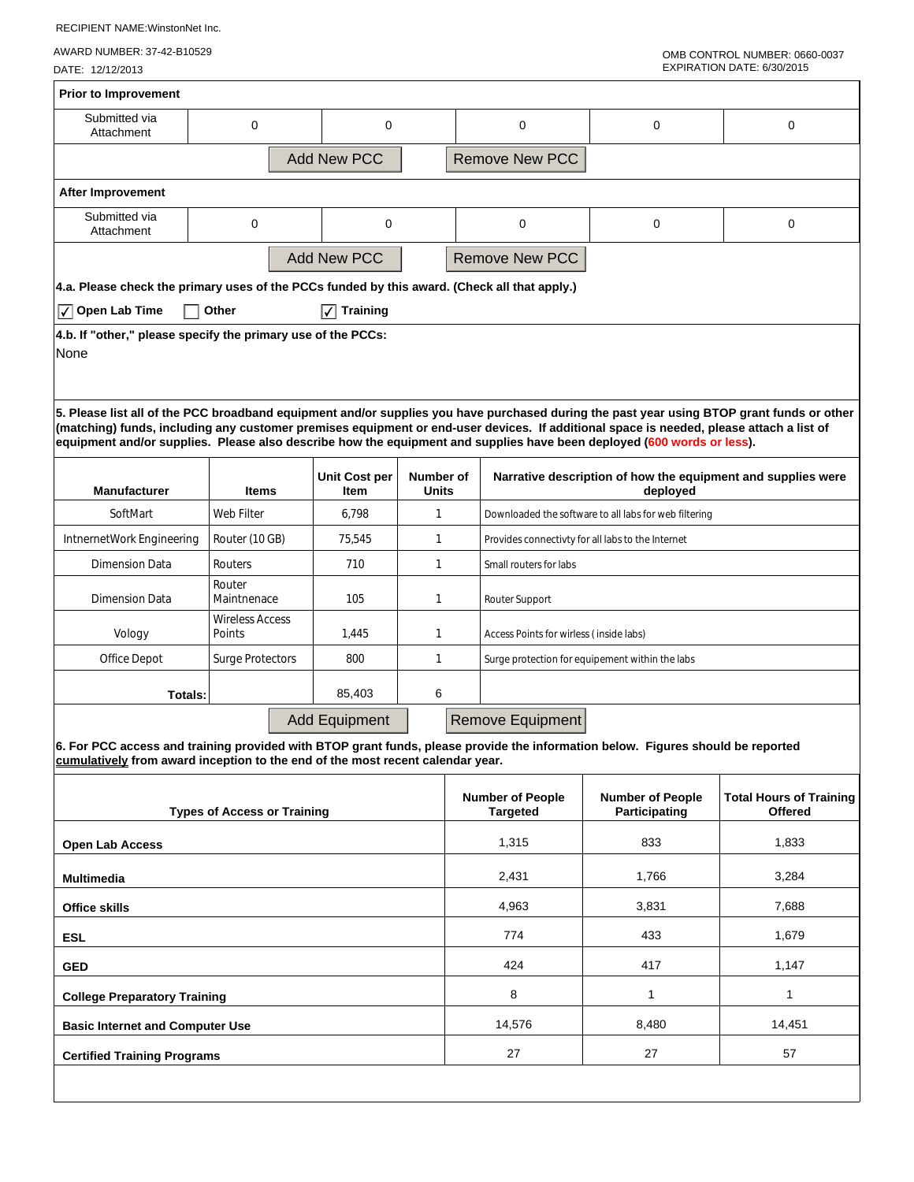RECIPIENT NAME:WinstonNet Inc.

AWARD NUMBER: 37-42-B10529

DATE: 12/12/2013

OMB CONTROL NUMBER: 0660-0037
EXPIRATION DATE: 6/30/2015

**Prior to Improvement**

| Submitted via Attachment | 0 | 0 | 0 | 0 | 0 |
|---|---|---|---|---|---|

Add New PCC | Remove New PCC

**After Improvement**

| Submitted via Attachment | 0 | 0 | 0 | 0 | 0 |
|---|---|---|---|---|---|

Add New PCC | Remove New PCC

**4.a. Please check the primary uses of the PCCs funded by this award. (Check all that apply.)**

- [x] **Open Lab Time**
- [ ] **Other**
- [x] **Training**

**4.b. If "other," please specify the primary use of the PCCs:**

None

**5. Please list all of the PCC broadband equipment and/or supplies you have purchased during the past year using BTOP grant funds or other (matching) funds, including any customer premises equipment or end-user devices. If additional space is needed, please attach a list of equipment and/or supplies. Please also describe how the equipment and supplies have been deployed (600 words or less).**

| Manufacturer | Items | Unit Cost per Item | Number of Units | Narrative description of how the equipment and supplies were deployed |
|---|---|---|---|---|
| SoftMart | Web Filter | 6,798 | 1 | Downloaded the software to all labs for web filtering |
| IntnernetWork Engineering | Router (10 GB) | 75,545 | 1 | Provides connectivty for all labs to the Internet |
| Dimension Data | Routers | 710 | 1 | Small routers for labs |
| Dimension Data | Router Maintnenace | 105 | 1 | Router Support |
| Vology | Wireless Access Points | 1,445 | 1 | Access Points for wirless ( inside labs) |
| Office Depot | Surge Protectors | 800 | 1 | Surge protection for equipement within the labs |
| **Totals:** | | 85,403 | 6 | |

Add Equipment | Remove Equipment

**6. For PCC access and training provided with BTOP grant funds, please provide the information below. Figures should be reported cumulatively from award inception to the end of the most recent calendar year.**

| Types of Access or Training | Number of People Targeted | Number of People Participating | Total Hours of Training Offered |
|---|---|---|---|
| **Open Lab Access** | 1,315 | 833 | 1,833 |
| **Multimedia** | 2,431 | 1,766 | 3,284 |
| **Office skills** | 4,963 | 3,831 | 7,688 |
| **ESL** | 774 | 433 | 1,679 |
| **GED** | 424 | 417 | 1,147 |
| **College Preparatory Training** | 8 | 1 | 1 |
| **Basic Internet and Computer Use** | 14,576 | 8,480 | 14,451 |
| **Certified Training Programs** | 27 | 27 | 57 |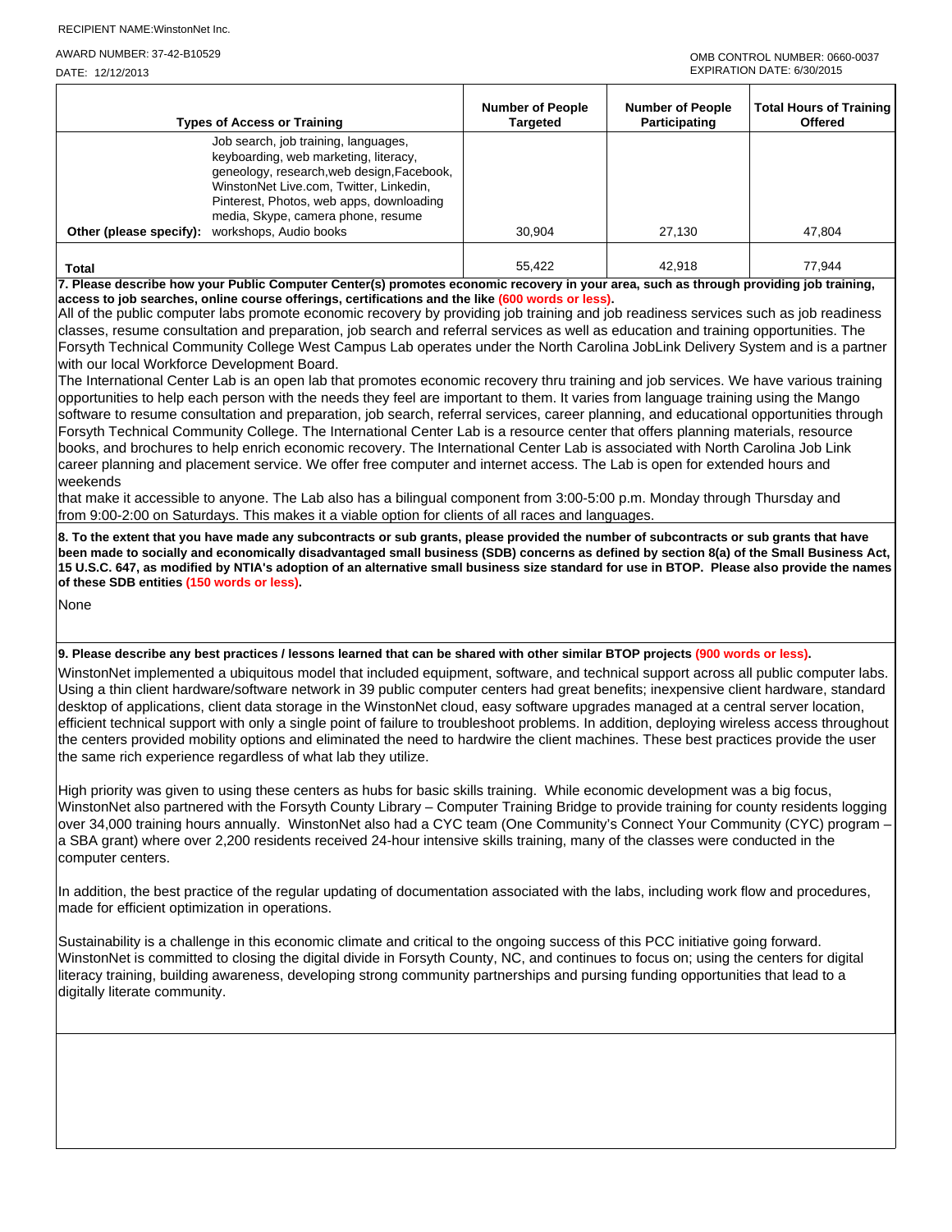RECIPIENT NAME:WinstonNet Inc.

AWARD NUMBER: 37-42-B10529

DATE: 12/12/2013

OMB CONTROL NUMBER: 0660-0037
EXPIRATION DATE: 6/30/2015

| Types of Access or Training | | Number of People Targeted | Number of People Participating | Total Hours of Training Offered |
|---|---|---|---|---|
| Other (please specify): | Job search, job training, languages, keyboarding, web marketing, literacy, geneology, research,web design,Facebook, WinstonNet Live.com, Twitter, Linkedin, Pinterest, Photos, web apps, downloading media, Skype, camera phone, resume workshops, Audio books | 30,904 | 27,130 | 47,804 |
| Total | | 55,422 | 42,918 | 77,944 |

**7. Please describe how your Public Computer Center(s) promotes economic recovery in your area, such as through providing job training, access to job searches, online course offerings, certifications and the like (600 words or less).**

All of the public computer labs promote economic recovery by providing job training and job readiness services such as job readiness classes, resume consultation and preparation, job search and referral services as well as education and training opportunities. The Forsyth Technical Community College West Campus Lab operates under the North Carolina JobLink Delivery System and is a partner with our local Workforce Development Board.

The International Center Lab is an open lab that promotes economic recovery thru training and job services. We have various training opportunities to help each person with the needs they feel are important to them. It varies from language training using the Mango software to resume consultation and preparation, job search, referral services, career planning, and educational opportunities through Forsyth Technical Community College. The International Center Lab is a resource center that offers planning materials, resource books, and brochures to help enrich economic recovery. The International Center Lab is associated with North Carolina Job Link career planning and placement service. We offer free computer and internet access. The Lab is open for extended hours and weekends

that make it accessible to anyone. The Lab also has a bilingual component from 3:00-5:00 p.m. Monday through Thursday and from 9:00-2:00 on Saturdays. This makes it a viable option for clients of all races and languages.

**8. To the extent that you have made any subcontracts or sub grants, please provided the number of subcontracts or sub grants that have been made to socially and economically disadvantaged small business (SDB) concerns as defined by section 8(a) of the Small Business Act, 15 U.S.C. 647, as modified by NTIA's adoption of an alternative small business size standard for use in BTOP. Please also provide the names of these SDB entities (150 words or less).**

None

**9. Please describe any best practices / lessons learned that can be shared with other similar BTOP projects (900 words or less).**

WinstonNet implemented a ubiquitous model that included equipment, software, and technical support across all public computer labs. Using a thin client hardware/software network in 39 public computer centers had great benefits; inexpensive client hardware, standard desktop of applications, client data storage in the WinstonNet cloud, easy software upgrades managed at a central server location, efficient technical support with only a single point of failure to troubleshoot problems. In addition, deploying wireless access throughout the centers provided mobility options and eliminated the need to hardwire the client machines. These best practices provide the user the same rich experience regardless of what lab they utilize.

High priority was given to using these centers as hubs for basic skills training. While economic development was a big focus, WinstonNet also partnered with the Forsyth County Library – Computer Training Bridge to provide training for county residents logging over 34,000 training hours annually. WinstonNet also had a CYC team (One Community's Connect Your Community (CYC) program – a SBA grant) where over 2,200 residents received 24-hour intensive skills training, many of the classes were conducted in the computer centers.

In addition, the best practice of the regular updating of documentation associated with the labs, including work flow and procedures, made for efficient optimization in operations.

Sustainability is a challenge in this economic climate and critical to the ongoing success of this PCC initiative going forward. WinstonNet is committed to closing the digital divide in Forsyth County, NC, and continues to focus on; using the centers for digital literacy training, building awareness, developing strong community partnerships and pursing funding opportunities that lead to a digitally literate community.